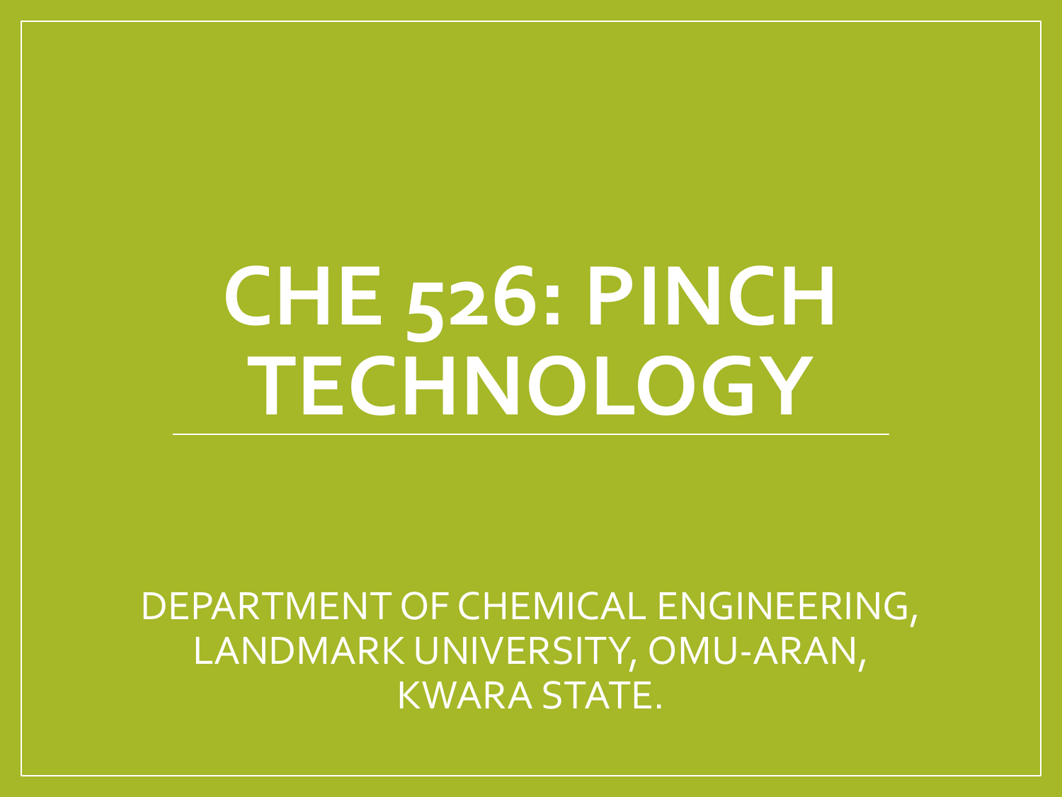# CHE 526: PINCH TECHNOLOGY

DEPARTMENT OF CHEMICAL ENGINEERING, LANDMARK UNIVERSITY, OMU-ARAN, KWARA STATE.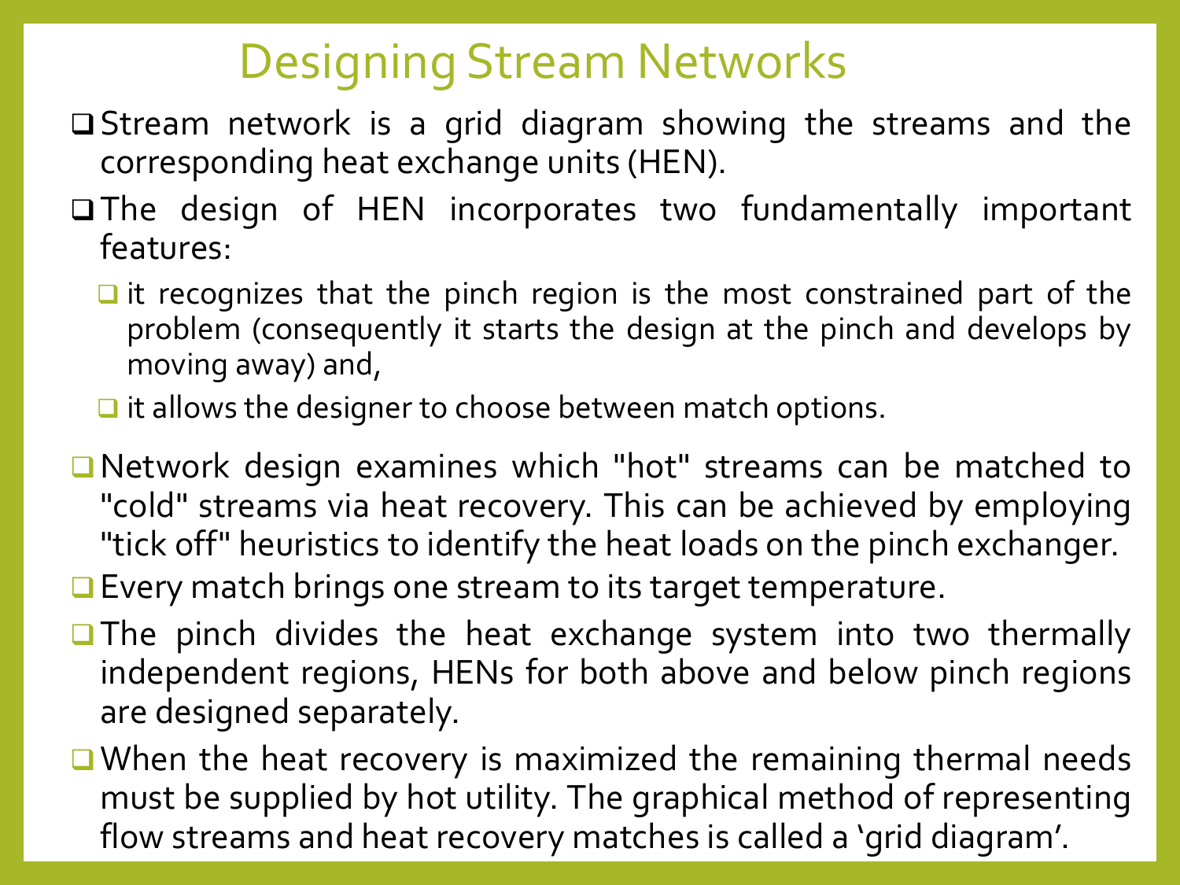# Designing Stream Networks

- Stream network is a grid diagram showing the streams and the corresponding heat exchange units (HEN).
- The design of HEN incorporates two fundamentally important features:
  - it recognizes that the pinch region is the most constrained part of the problem (consequently it starts the design at the pinch and develops by moving away) and,
  - it allows the designer to choose between match options.
- Network design examines which "hot" streams can be matched to "cold" streams via heat recovery. This can be achieved by employing "tick off" heuristics to identify the heat loads on the pinch exchanger.
- Every match brings one stream to its target temperature.
- The pinch divides the heat exchange system into two thermally independent regions, HENs for both above and below pinch regions are designed separately.
- When the heat recovery is maximized the remaining thermal needs must be supplied by hot utility. The graphical method of representing flow streams and heat recovery matches is called a 'grid diagram'.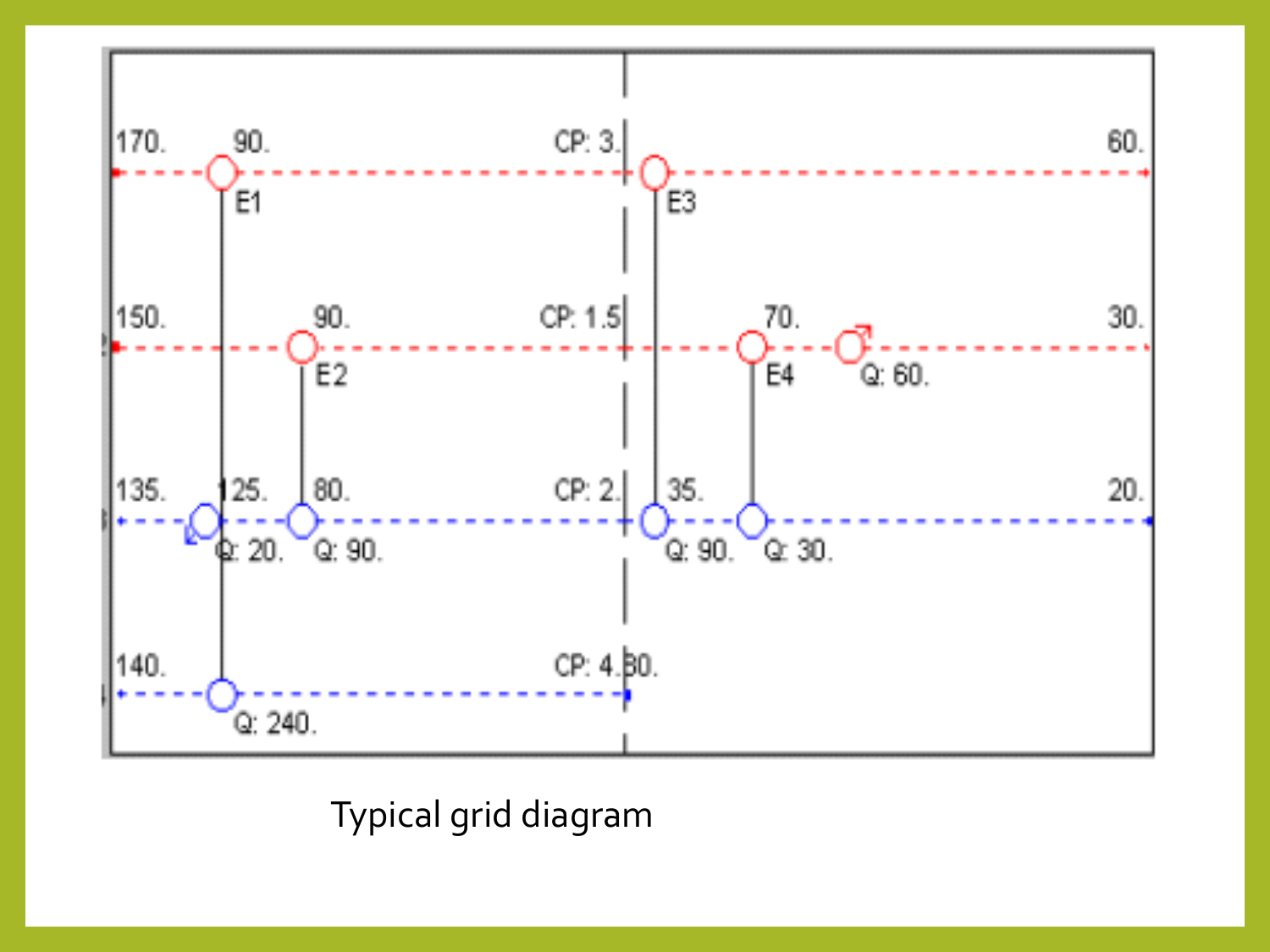170.
90.
CP: 3.
60.
E1
E3
150.
90.
CP: 1.5
70.
30.
E2
E4
Q: 60.
135.
125.
80.
CP: 2.
35.
20.
Q: 20.
Q: 90.
Q: 90.
Q: 30.
140.
CP: 4.
80.
Q: 240.

Typical grid diagram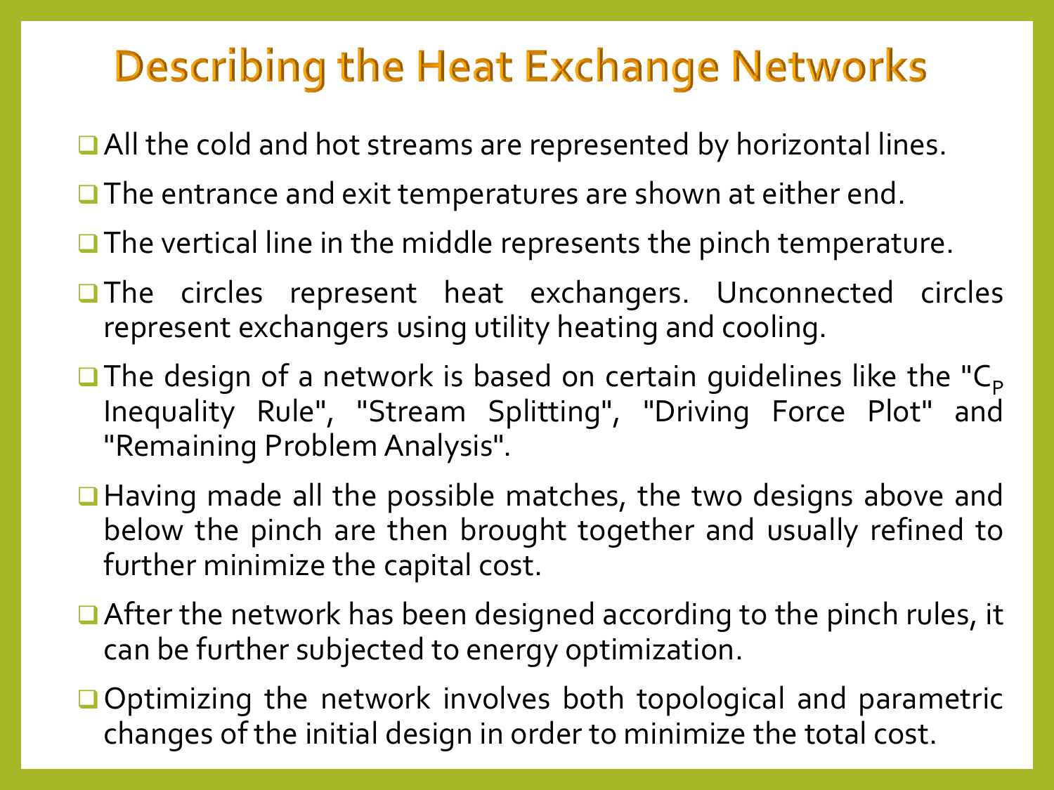# Describing the Heat Exchange Networks

- All the cold and hot streams are represented by horizontal lines.
- The entrance and exit temperatures are shown at either end.
- The vertical line in the middle represents the pinch temperature.
- The circles represent heat exchangers. Unconnected circles represent exchangers using utility heating and cooling.
- The design of a network is based on certain guidelines like the "$C_P$ Inequality Rule", "Stream Splitting", "Driving Force Plot" and "Remaining Problem Analysis".
- Having made all the possible matches, the two designs above and below the pinch are then brought together and usually refined to further minimize the capital cost.
- After the network has been designed according to the pinch rules, it can be further subjected to energy optimization.
- Optimizing the network involves both topological and parametric changes of the initial design in order to minimize the total cost.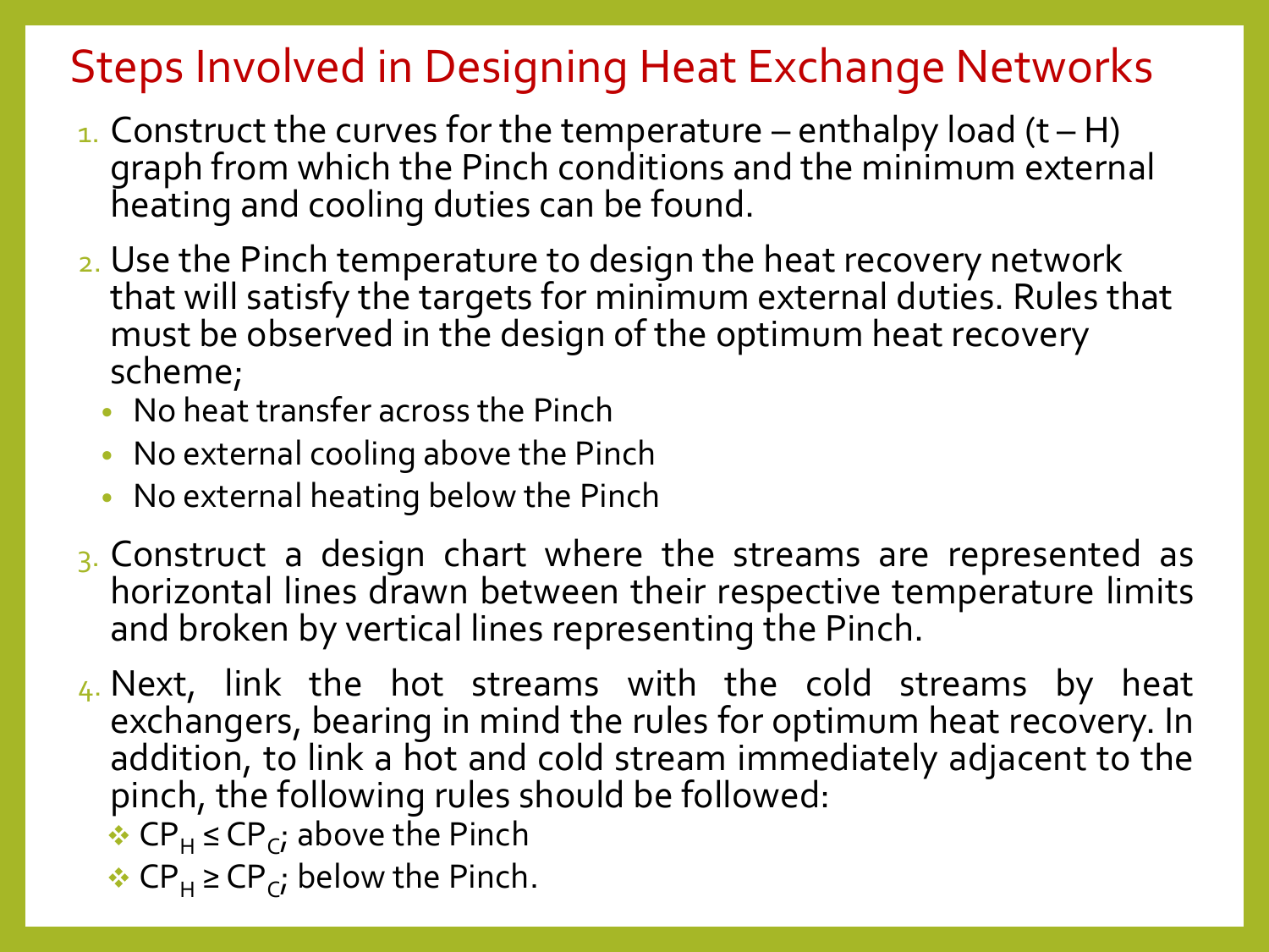# Steps Involved in Designing Heat Exchange Networks

1. Construct the curves for the temperature – enthalpy load (t – H) graph from which the Pinch conditions and the minimum external heating and cooling duties can be found.
2. Use the Pinch temperature to design the heat recovery network that will satisfy the targets for minimum external duties. Rules that must be observed in the design of the optimum heat recovery scheme;
   - No heat transfer across the Pinch
   - No external cooling above the Pinch
   - No external heating below the Pinch
3. Construct a design chart where the streams are represented as horizontal lines drawn between their respective temperature limits and broken by vertical lines representing the Pinch.
4. Next, link the hot streams with the cold streams by heat exchangers, bearing in mind the rules for optimum heat recovery. In addition, to link a hot and cold stream immediately adjacent to the pinch, the following rules should be followed:
   - $CP_H \leq CP_C$; above the Pinch
   - $CP_H \geq CP_C$; below the Pinch.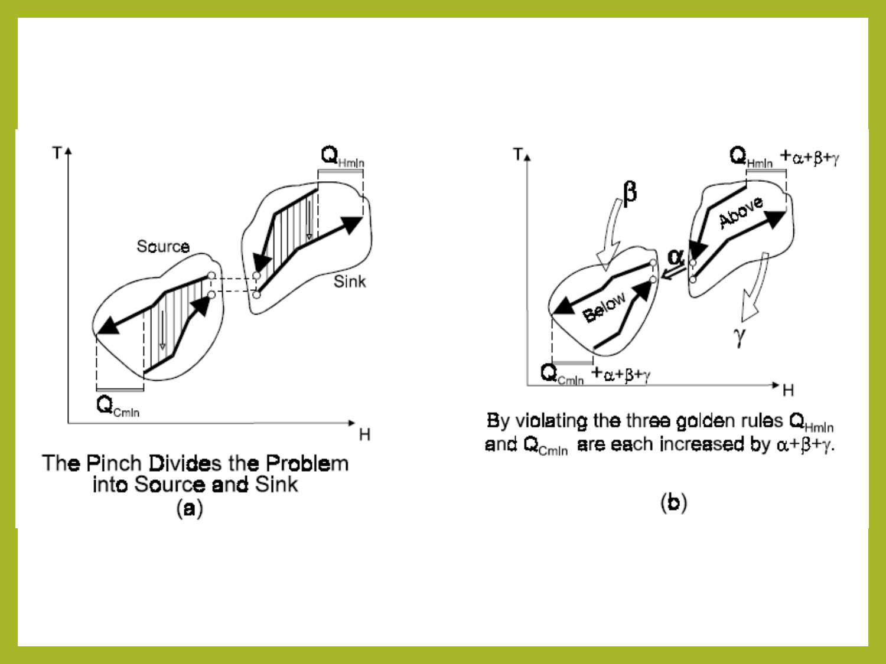T

H

$Q_{Hmin}$

$Q_{Cmin}$

Source

Sink

The Pinch Divides the Problem into Source and Sink

(a)

T

H

$Q_{Hmin}$ $+\alpha+\beta+\gamma$

$Q_{Cmin}$ $+\alpha+\beta+\gamma$

$\beta$

$\alpha$

$\gamma$

Above

Below

By violating the three golden rules $Q_{Hmin}$ and $Q_{Cmin}$ are each increased by $\alpha+\beta+\gamma$.

(b)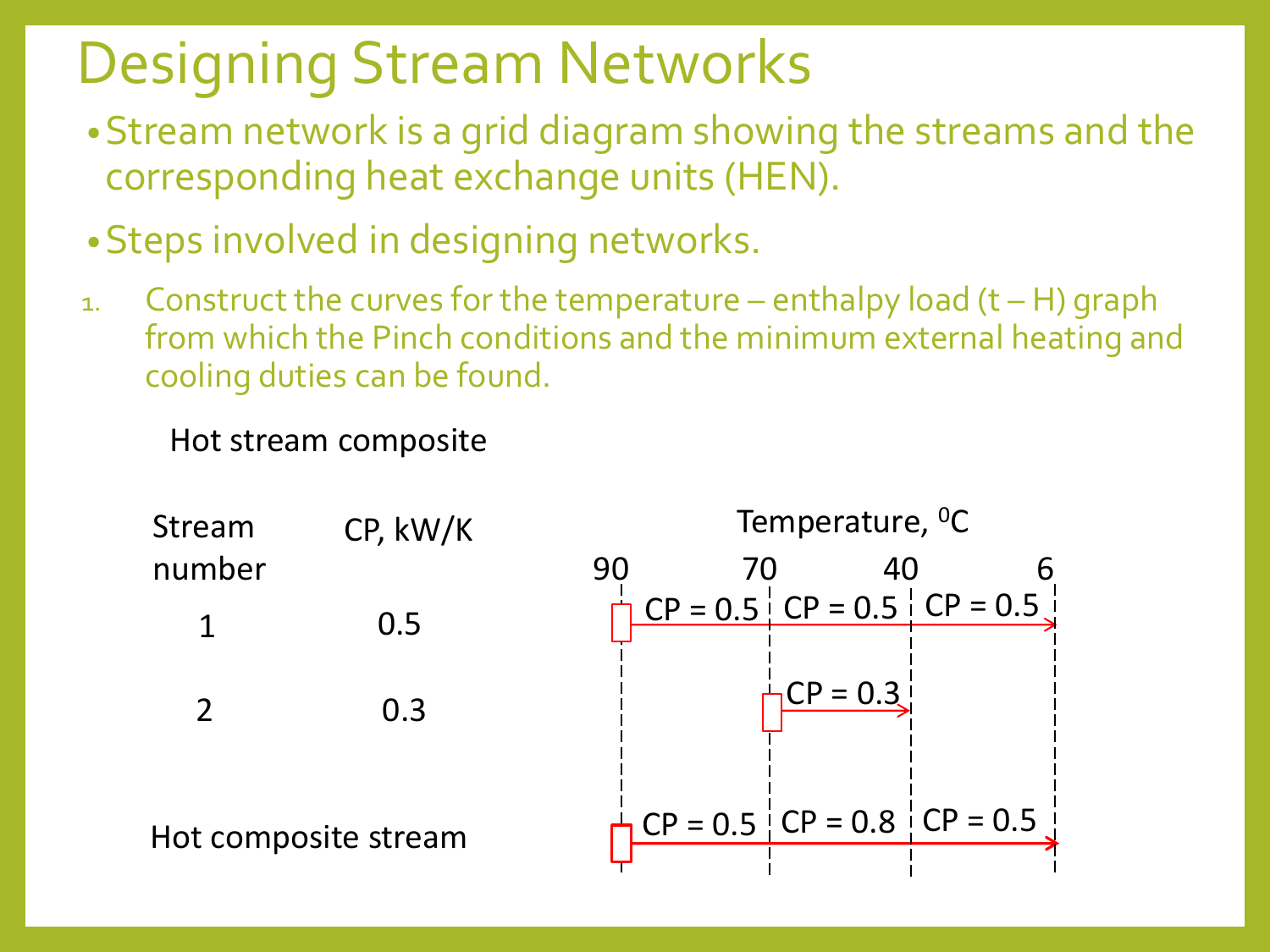# Designing Stream Networks

- Stream network is a grid diagram showing the streams and the corresponding heat exchange units (HEN).
- Steps involved in designing networks.

1. Construct the curves for the temperature – enthalpy load (t – H) graph from which the Pinch conditions and the minimum external heating and cooling duties can be found.

Hot stream composite

| Stream number | CP, kW/K |
|---|---|
| 1 | 0.5 |
| 2 | 0.3 |

Hot composite stream

Temperature, $^0$C

90

70

40

6

CP = 0.5

CP = 0.5

CP = 0.5

CP = 0.3

CP = 0.5

CP = 0.8

CP = 0.5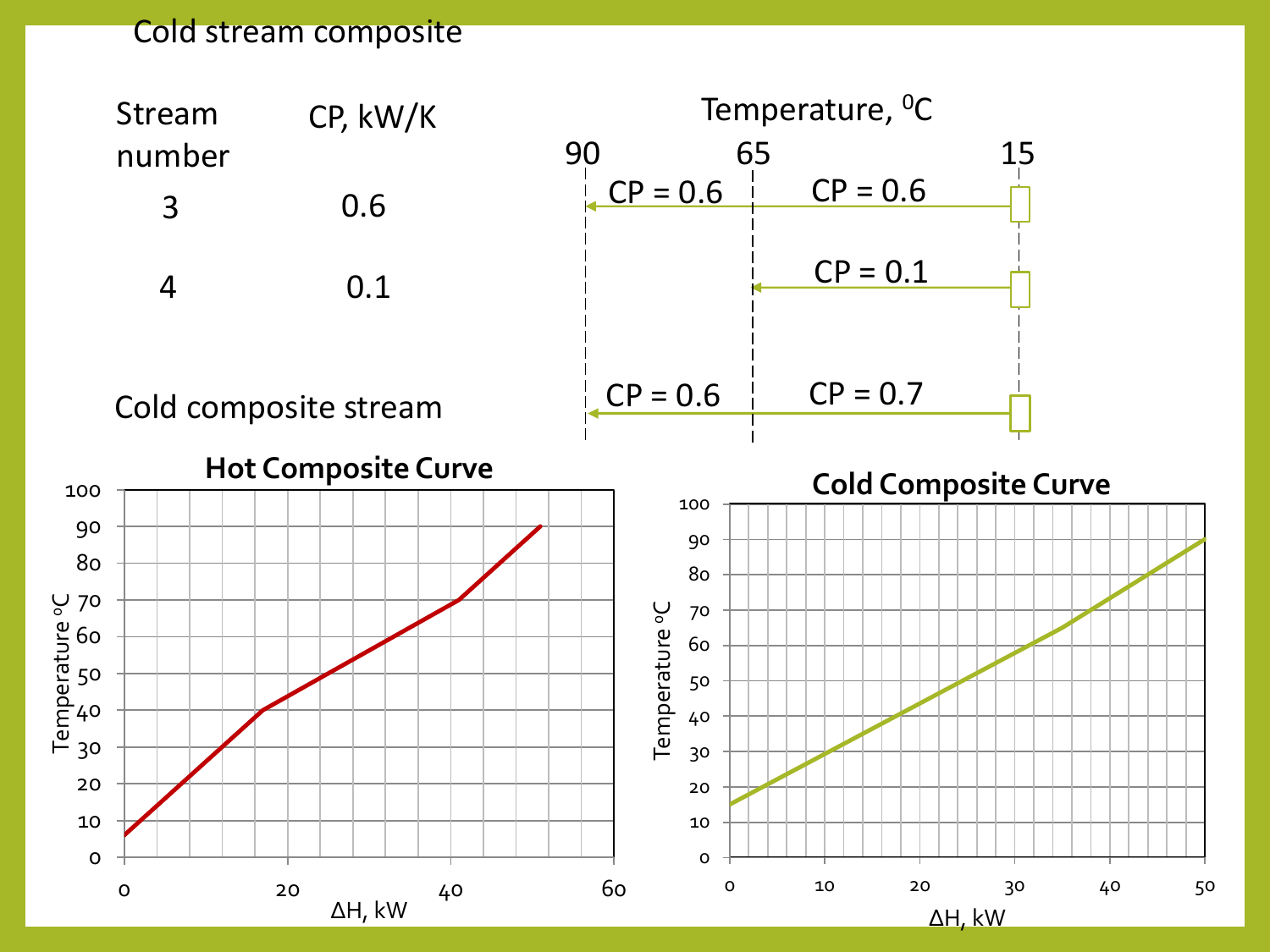# Cold stream composite

| Stream number | CP, kW/K |
| --- | --- |
| 3 | 0.6 |
| 4 | 0.1 |

Temperature, $^0$C

90 65 15

CP = 0.6 CP = 0.6

CP = 0.1

Cold composite stream

CP = 0.6 CP = 0.7

**Hot Composite Curve**

Temperature $^o$C

100 90 80 70 60 50 40 30 20 10 0

0 20 40 60

ΔH, kW

**Cold Composite Curve**

Temperature $^o$C

100 90 80 70 60 50 40 30 20 10 0

0 10 20 30 40 50

ΔH, kW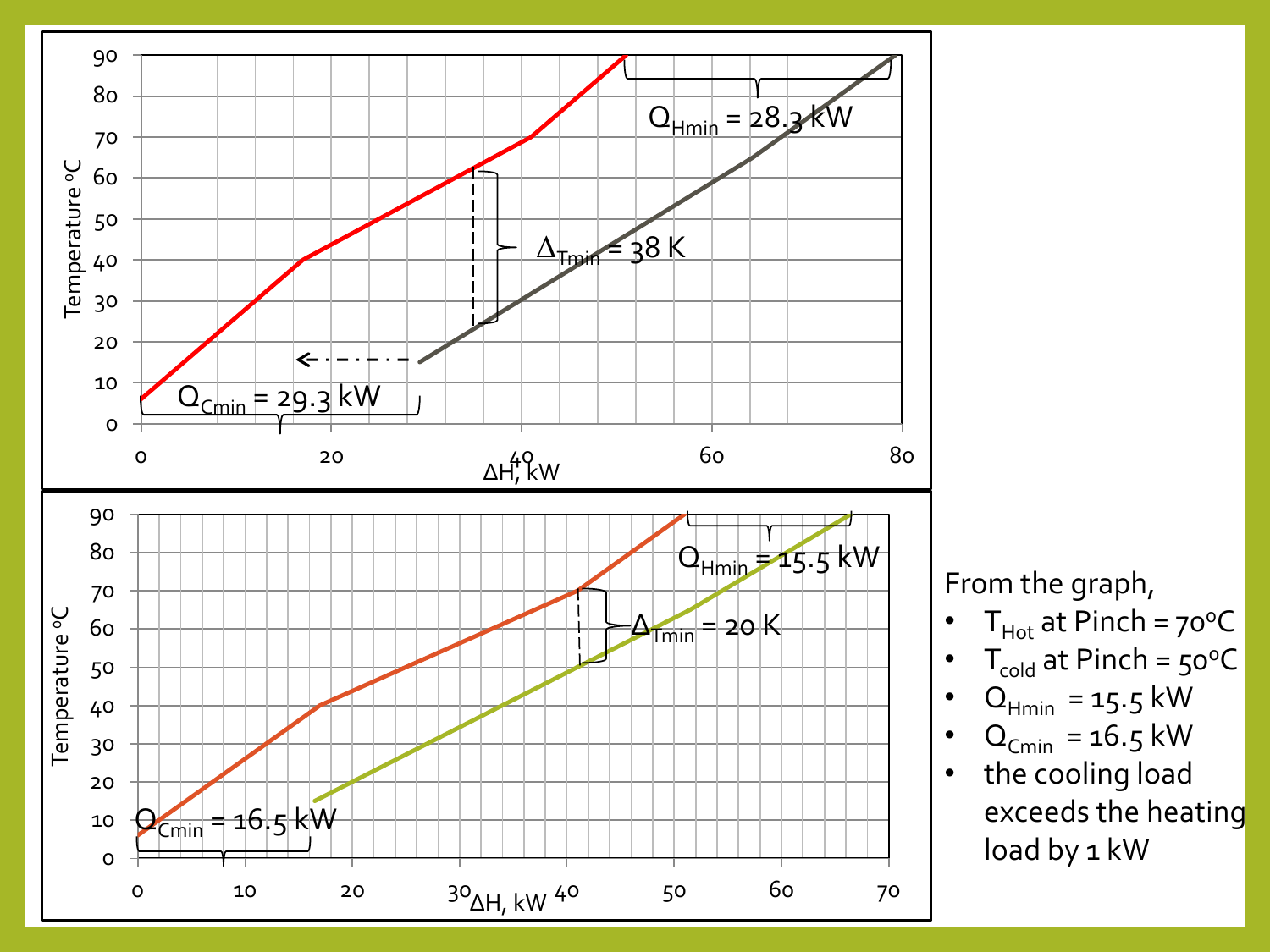Temperature °C

90
80
70
60
50
40
30
20
10
0

0
20
40
60
80

ΔH, kW

$Q_{Hmin}$ = 28.3 kW

$\Delta_{Tmin}$ = 38 K

$Q_{Cmin}$ = 29.3 kW

Temperature °C

90
80
70
60
50
40
30
20
10
0

0
10
20
30
40
50
60
70

ΔH, kW

$Q_{Hmin}$ = 15.5 kW

$\Delta_{Tmin}$ = 20 K

$Q_{Cmin}$ = 16.5 kW

From the graph,

- $T_{Hot}$ at Pinch = 70°C
- $T_{cold}$ at Pinch = 50°C
- $Q_{Hmin}$ = 15.5 kW
- $Q_{Cmin}$ = 16.5 kW
- the cooling load exceeds the heating load by 1 kW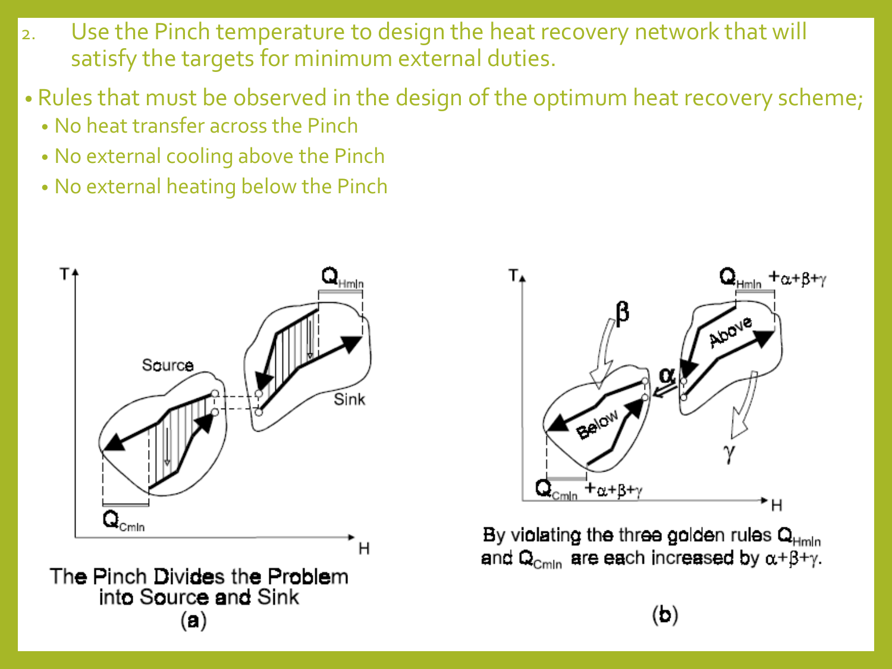2. Use the Pinch temperature to design the heat recovery network that will satisfy the targets for minimum external duties.

- Rules that must be observed in the design of the optimum heat recovery scheme;
  - No heat transfer across the Pinch
  - No external cooling above the Pinch
  - No external heating below the Pinch

T

H

$Q_{Hmin}$

Source

Sink

$Q_{Cmin}$

The Pinch Divides the Problem into Source and Sink

(a)

T

H

$Q_{Hmin}$ $+\alpha+\beta+\gamma$

$\beta$

$\alpha$

$\gamma$

Above

Below

$Q_{Cmin}$ $+\alpha+\beta+\gamma$

By violating the three golden rules $Q_{Hmin}$ and $Q_{Cmin}$ are each increased by $\alpha+\beta+\gamma$.

(b)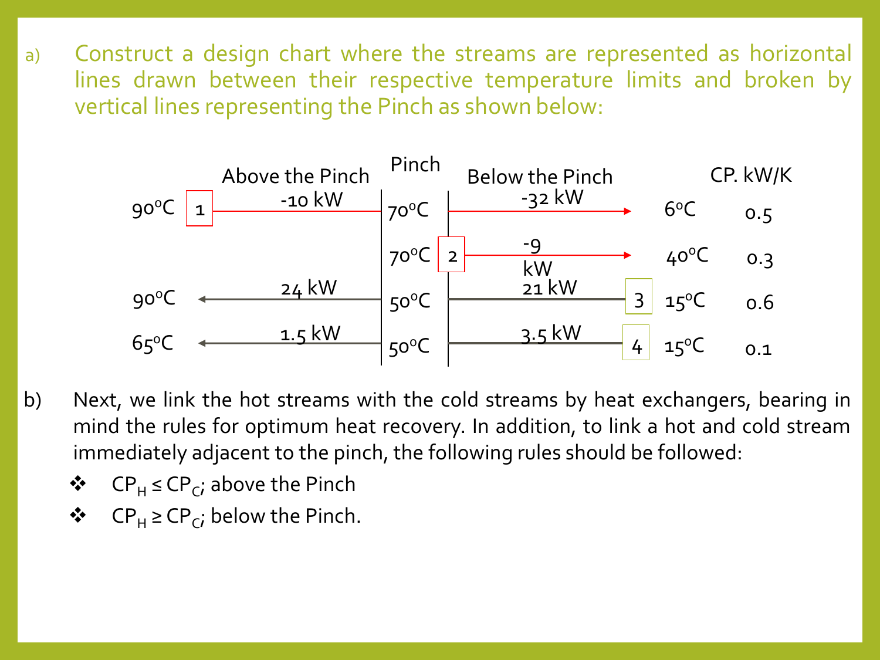a) Construct a design chart where the streams are represented as horizontal lines drawn between their respective temperature limits and broken by vertical lines representing the Pinch as shown below:

Above the Pinch

Pinch

Below the Pinch

CP. kW/K

90°C 1 -10 kW 70°C -32 kW 6°C 0.5

70°C 2 -9 kW 40°C 0.3

90°C 24 kW 50°C 21 kW 3 15°C 0.6

65°C 1.5 kW 50°C 3.5 kW 4 15°C 0.1

b) Next, we link the hot streams with the cold streams by heat exchangers, bearing in mind the rules for optimum heat recovery. In addition, to link a hot and cold stream immediately adjacent to the pinch, the following rules should be followed:

- $CP_H \leq CP_C$; above the Pinch
- $CP_H \geq CP_C$; below the Pinch.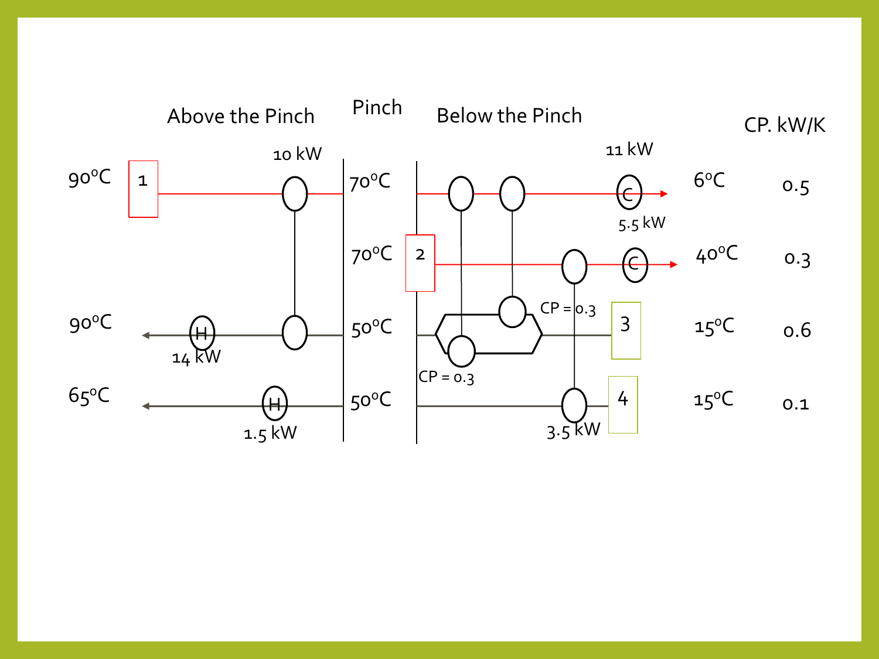Above the Pinch

Pinch

Below the Pinch

CP. kW/K

10 kW

11 kW

90°C

1

70°C

6°C

0.5

5.5 kW

70°C

2

40°C

0.3

CP = 0.3

90°C

50°C

3

15°C

0.6

14 kW

CP = 0.3

65°C

50°C

4

15°C

0.1

1.5 kW

3.5 kW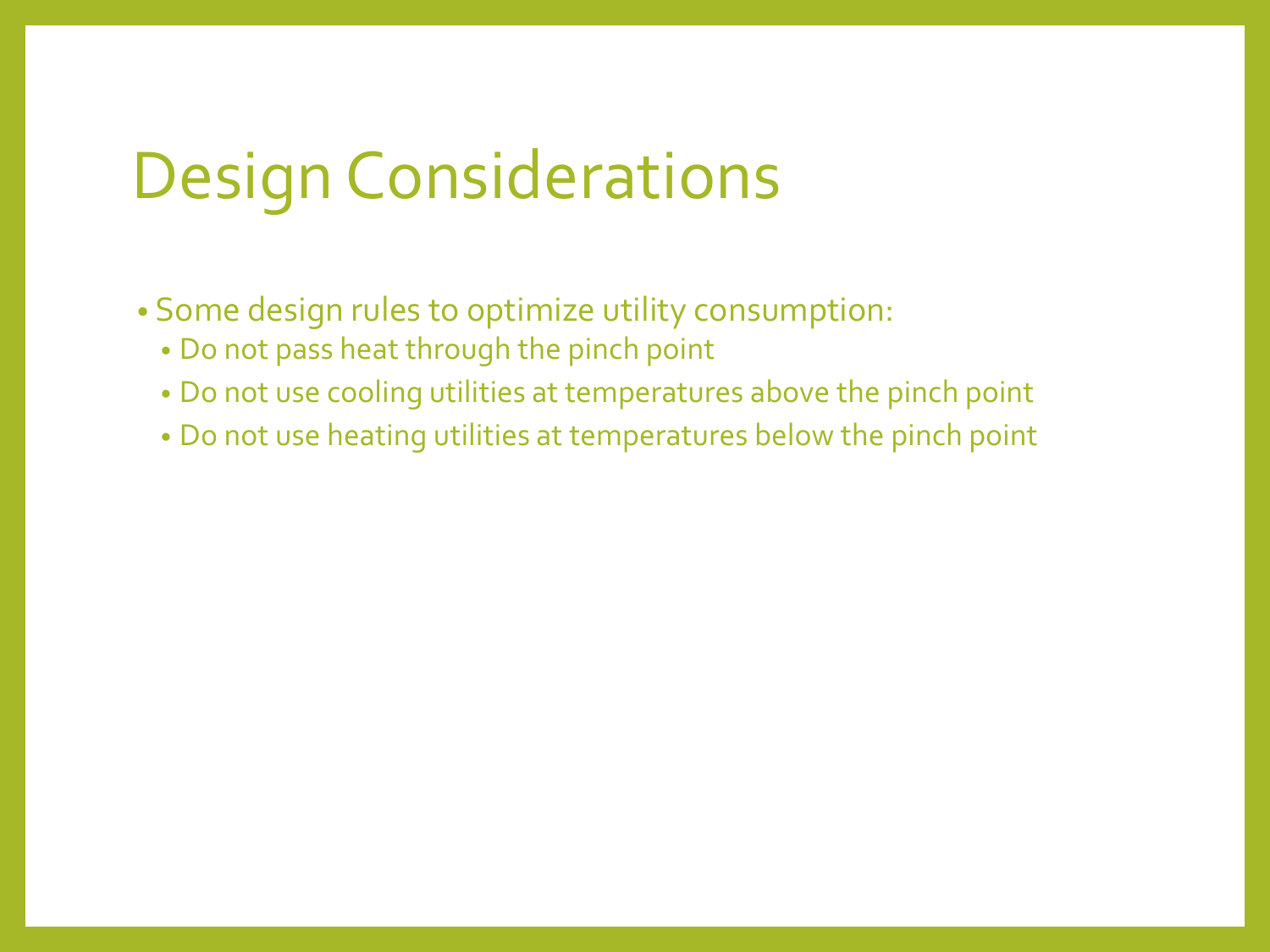# Design Considerations

- Some design rules to optimize utility consumption:
  - Do not pass heat through the pinch point
  - Do not use cooling utilities at temperatures above the pinch point
  - Do not use heating utilities at temperatures below the pinch point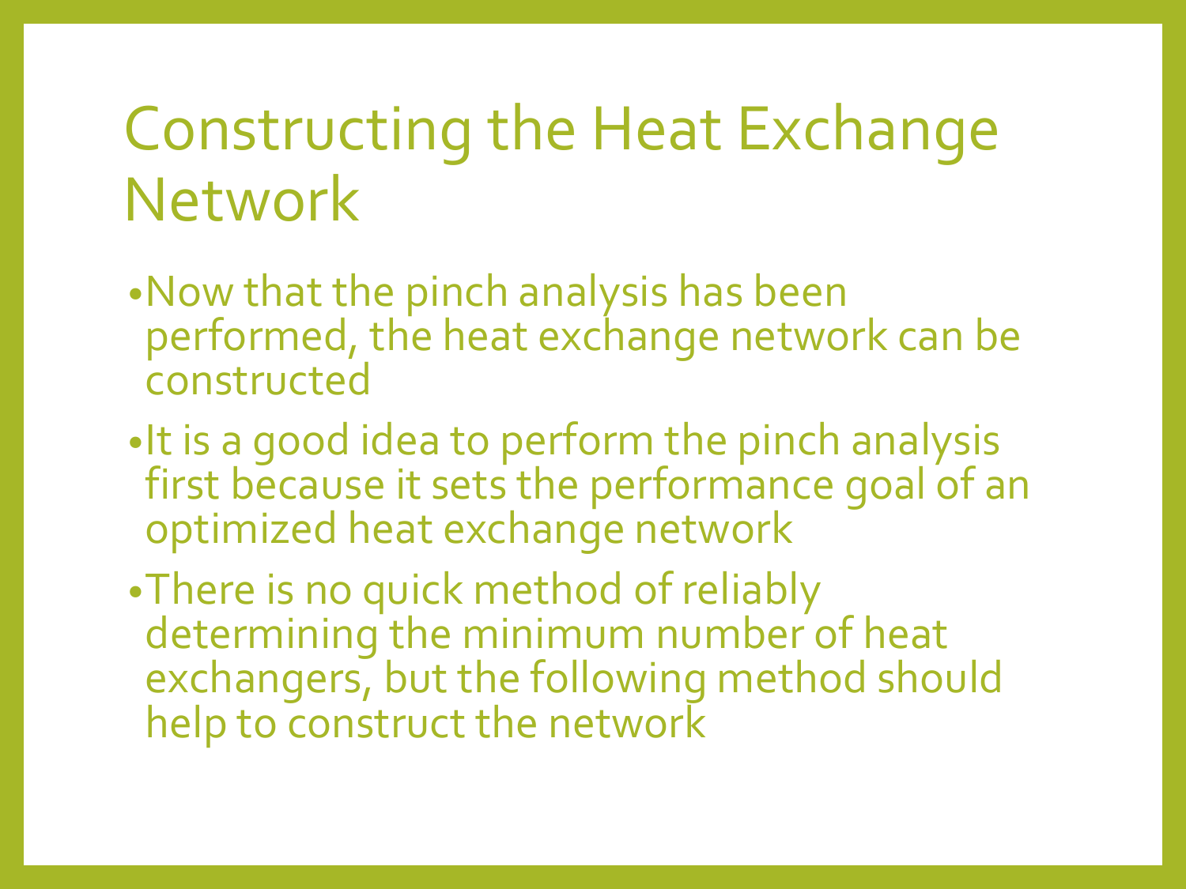# Constructing the Heat Exchange Network

- Now that the pinch analysis has been performed, the heat exchange network can be constructed
- It is a good idea to perform the pinch analysis first because it sets the performance goal of an optimized heat exchange network
- There is no quick method of reliably determining the minimum number of heat exchangers, but the following method should help to construct the network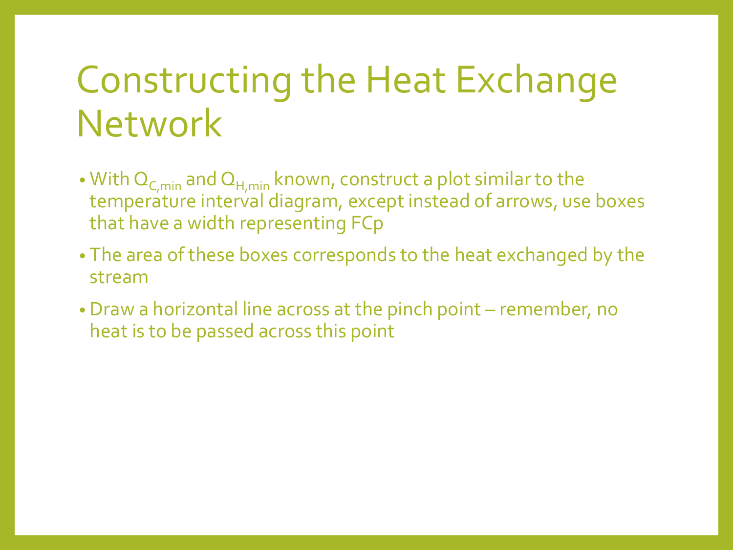# Constructing the Heat Exchange Network

- With $Q_{C,min}$ and $Q_{H,min}$ known, construct a plot similar to the temperature interval diagram, except instead of arrows, use boxes that have a width representing FCp
- The area of these boxes corresponds to the heat exchanged by the stream
- Draw a horizontal line across at the pinch point – remember, no heat is to be passed across this point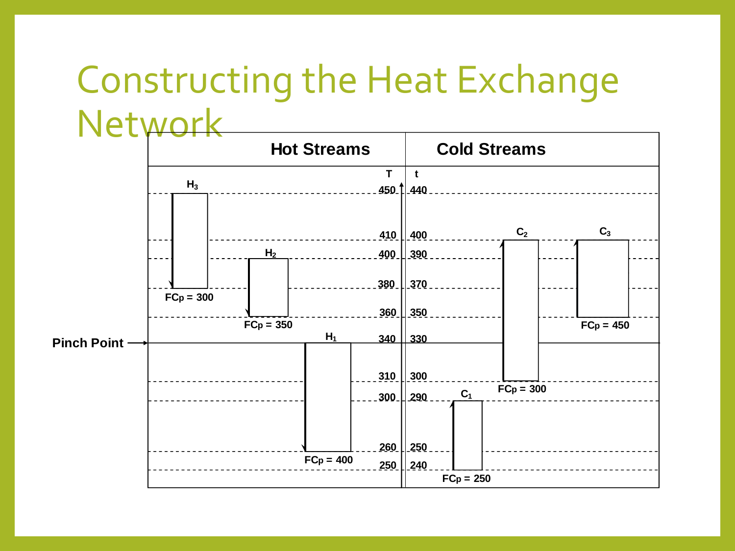# Constructing the Heat Exchange Network

Hot Streams

Cold Streams

T

t

$H_3$

450 440

410 400

400 390

380 370

360 350

340 330

310 300

300 290

260 250

250 240

FCp = 300

$H_2$

FCp = 350

$H_1$

FCp = 400

$C_2$

FCp = 300

$C_3$

FCp = 450

$C_1$

FCp = 250

Pinch Point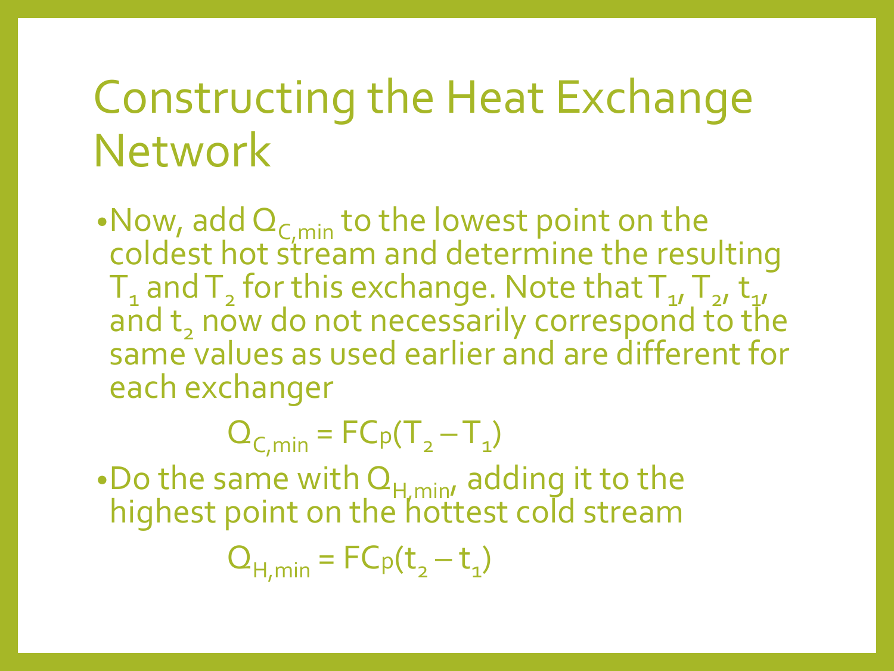# Constructing the Heat Exchange Network

- Now, add $Q_{C,min}$ to the lowest point on the coldest hot stream and determine the resulting $T_1$ and $T_2$ for this exchange. Note that $T_1$, $T_2$, $t_1$, and $t_2$ now do not necessarily correspond to the same values as used earlier and are different for each exchanger

$$Q_{C,min} = FC_p(T_2 - T_1)$$

- Do the same with $Q_{H,min}$, adding it to the highest point on the hottest cold stream

$$Q_{H,min} = FC_p(t_2 - t_1)$$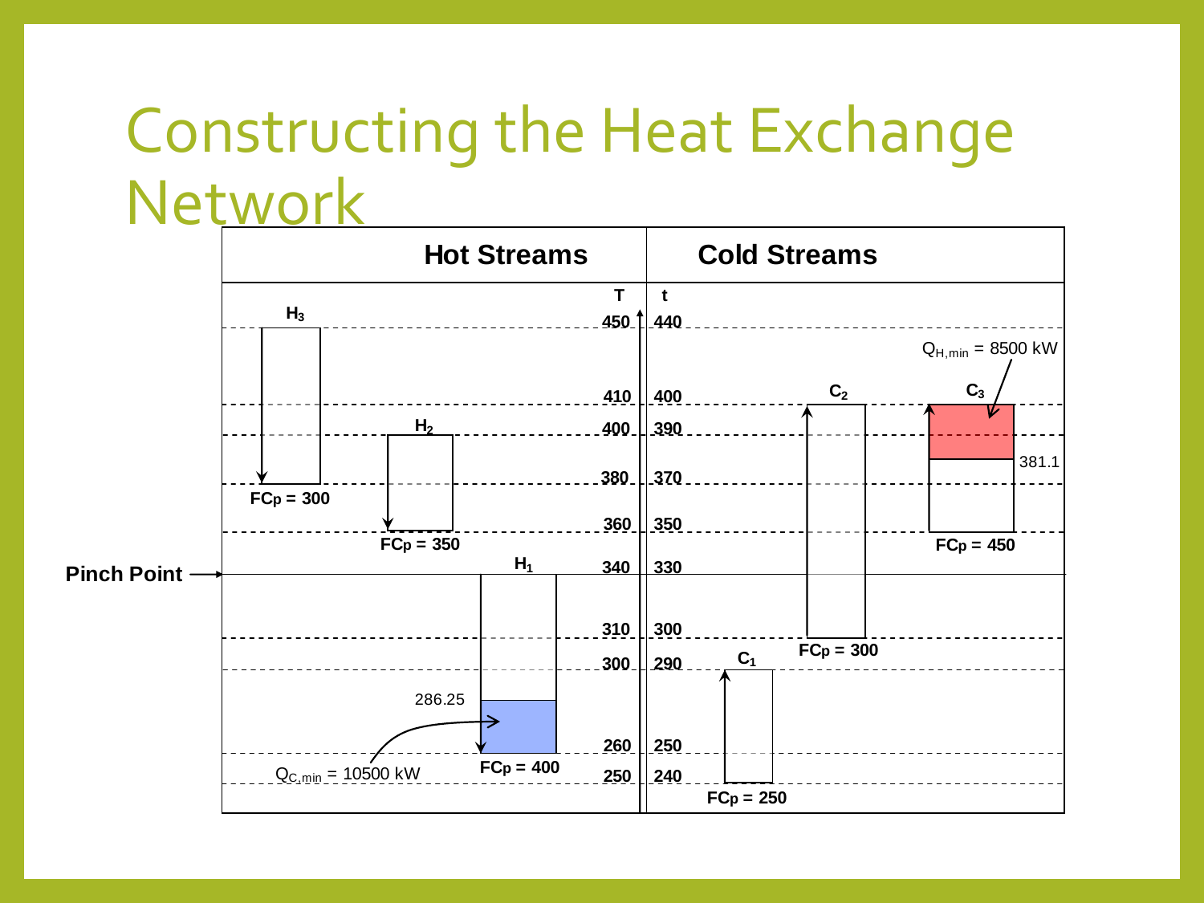# Constructing the Heat Exchange Network

Hot Streams

Cold Streams

T

t

450 440

410 400

400 390

380 370

360 350

340 330

310 300

300 290

260 250

250 240

$H_3$

$H_2$

$H_1$

$C_1$

$C_2$

$C_3$

FCp = 300

FCp = 350

FCp = 400

FCp = 250

FCp = 300

FCp = 450

Pinch Point

$Q_{H,min}$ = 8500 kW

381.1

286.25

$Q_{C,min}$ = 10500 kW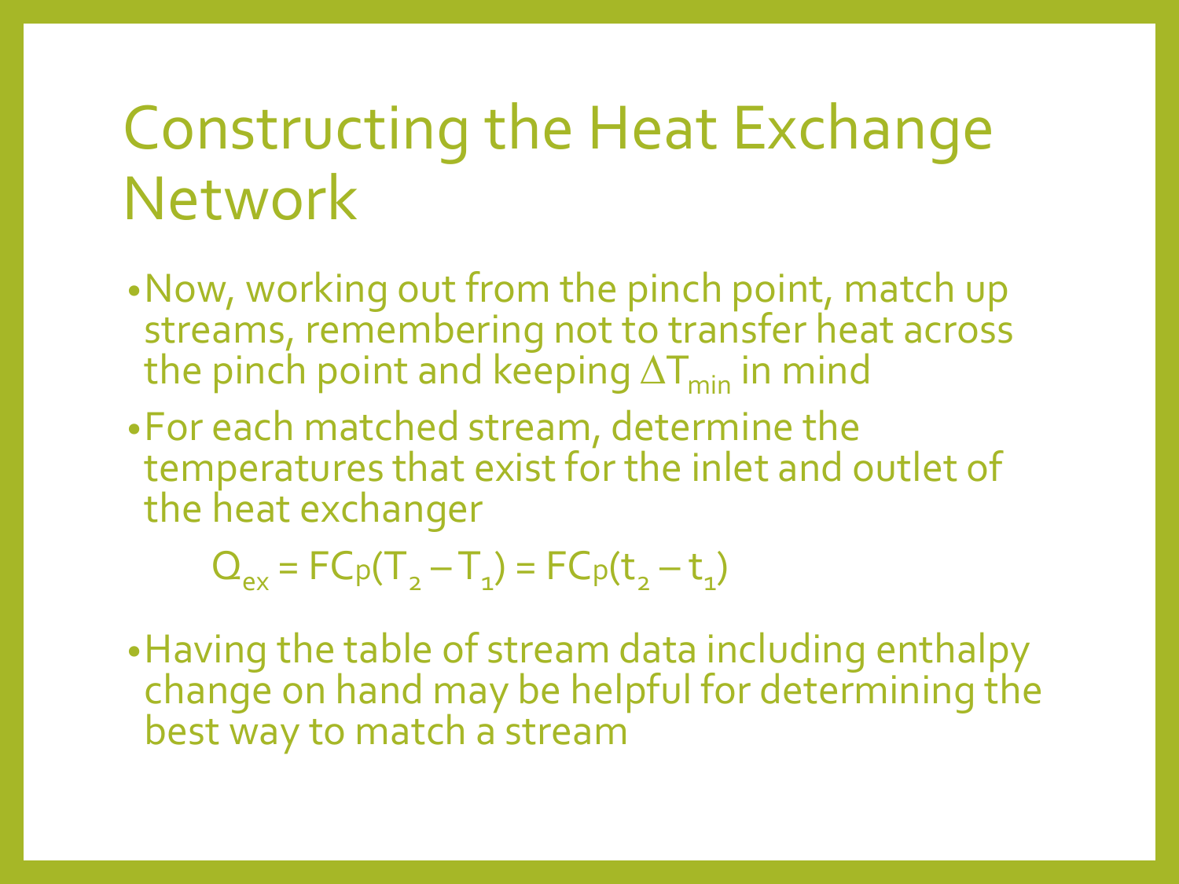# Constructing the Heat Exchange Network

- Now, working out from the pinch point, match up streams, remembering not to transfer heat across the pinch point and keeping $\Delta T_{min}$ in mind
- For each matched stream, determine the temperatures that exist for the inlet and outlet of the heat exchanger

$$Q_{ex} = FCp(T_2 - T_1) = FCp(t_2 - t_1)$$

- Having the table of stream data including enthalpy change on hand may be helpful for determining the best way to match a stream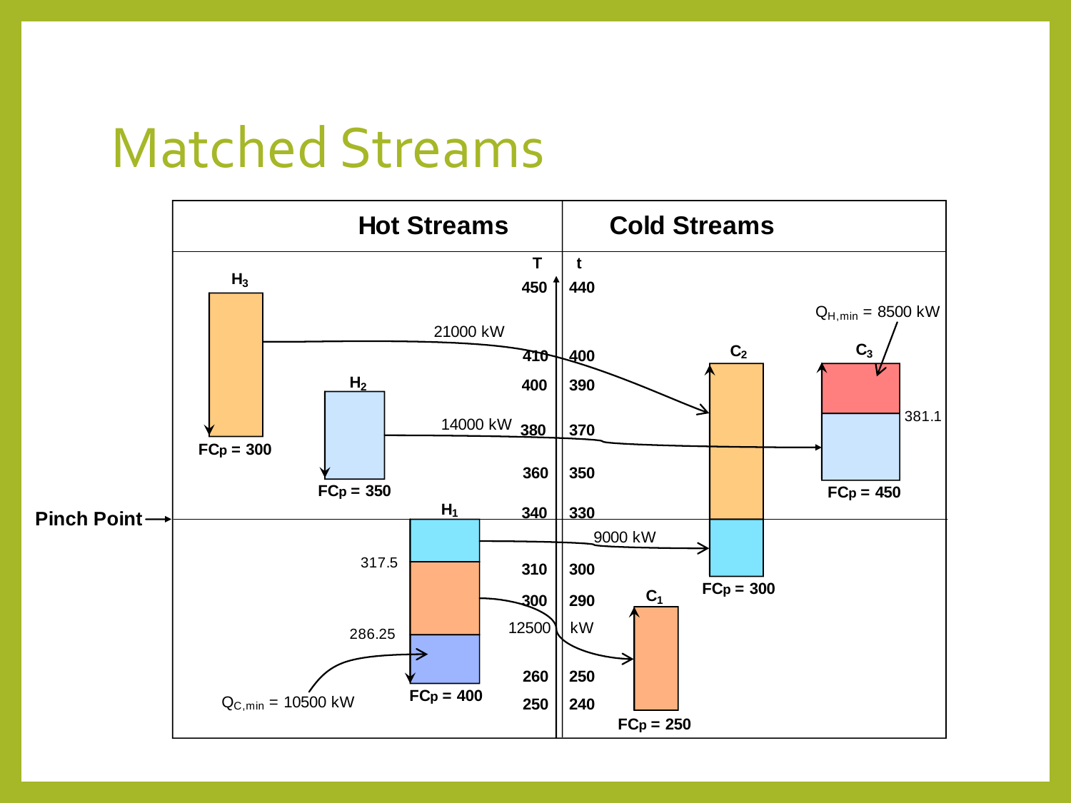# Matched Streams

Hot Streams

Cold Streams

T

t

450 440

410 400

400 390

380 370

360 350

340 330

310 300

300 290

260 250

250 240

$H_3$

FCp = 300

$H_2$

FCp = 350

$H_1$

FCp = 400

$C_2$

FCp = 300

$C_3$

FCp = 450

$C_1$

FCp = 250

21000 kW

14000 kW

9000 kW

12500 kW

$Q_{H,min}$ = 8500 kW

$Q_{C,min}$ = 10500 kW

381.1

317.5

286.25

Pinch Point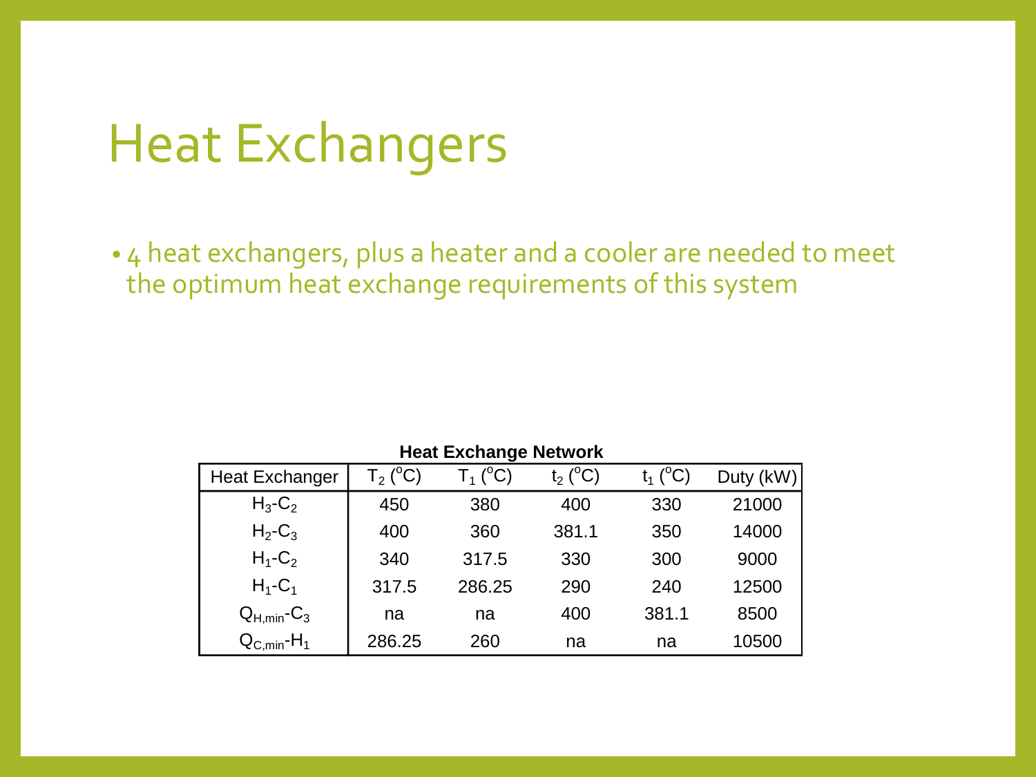# Heat Exchangers

- 4 heat exchangers, plus a heater and a cooler are needed to meet the optimum heat exchange requirements of this system

**Heat Exchange Network**

| Heat Exchanger | $T_2$ (°C) | $T_1$ (°C) | $t_2$ (°C) | $t_1$ (°C) | Duty (kW) |
|---|---|---|---|---|---|
| $H_3$-$C_2$ | 450 | 380 | 400 | 330 | 21000 |
| $H_2$-$C_3$ | 400 | 360 | 381.1 | 350 | 14000 |
| $H_1$-$C_2$ | 340 | 317.5 | 330 | 300 | 9000 |
| $H_1$-$C_1$ | 317.5 | 286.25 | 290 | 240 | 12500 |
| $Q_{H,min}$-$C_3$ | na | na | 400 | 381.1 | 8500 |
| $Q_{C,min}$-$H_1$ | 286.25 | 260 | na | na | 10500 |